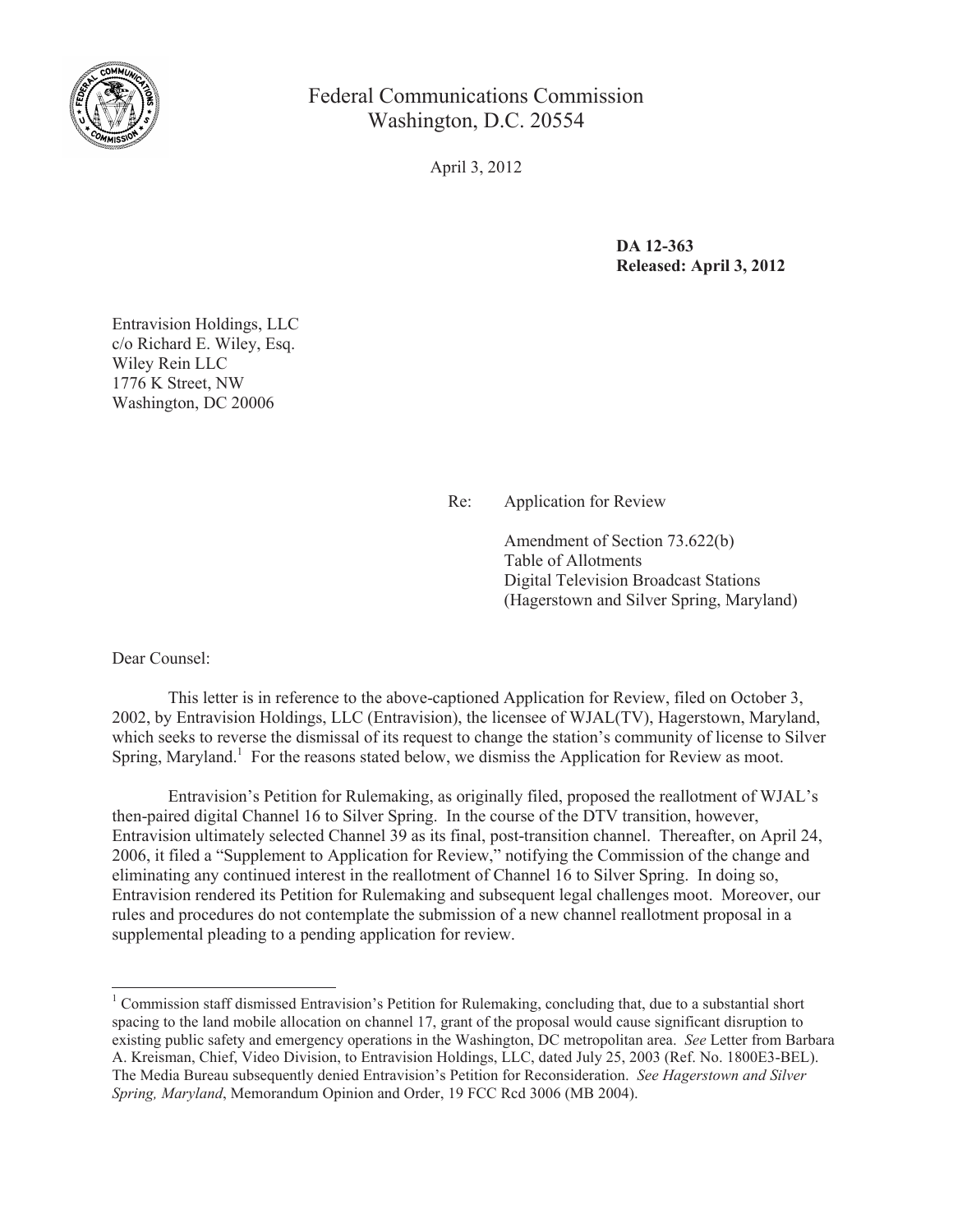Federal Communications Commission
Washington, D.C. 20554

April 3, 2012

**DA 12-363**
**Released: April 3, 2012**

Entravision Holdings, LLC
c/o Richard E. Wiley, Esq.
Wiley Rein LLC
1776 K Street, NW
Washington, DC 20006

Re: Application for Review

Amendment of Section 73.622(b)
Table of Allotments
Digital Television Broadcast Stations
(Hagerstown and Silver Spring, Maryland)

Dear Counsel:

This letter is in reference to the above-captioned Application for Review, filed on October 3, 2002, by Entravision Holdings, LLC (Entravision), the licensee of WJAL(TV), Hagerstown, Maryland, which seeks to reverse the dismissal of its request to change the station's community of license to Silver Spring, Maryland.[1] For the reasons stated below, we dismiss the Application for Review as moot.

Entravision's Petition for Rulemaking, as originally filed, proposed the reallotment of WJAL's then-paired digital Channel 16 to Silver Spring. In the course of the DTV transition, however, Entravision ultimately selected Channel 39 as its final, post-transition channel. Thereafter, on April 24, 2006, it filed a "Supplement to Application for Review," notifying the Commission of the change and eliminating any continued interest in the reallotment of Channel 16 to Silver Spring. In doing so, Entravision rendered its Petition for Rulemaking and subsequent legal challenges moot. Moreover, our rules and procedures do not contemplate the submission of a new channel reallotment proposal in a supplemental pleading to a pending application for review.

---

[1] Commission staff dismissed Entravision's Petition for Rulemaking, concluding that, due to a substantial short spacing to the land mobile allocation on channel 17, grant of the proposal would cause significant disruption to existing public safety and emergency operations in the Washington, DC metropolitan area. *See* Letter from Barbara A. Kreisman, Chief, Video Division, to Entravision Holdings, LLC, dated July 25, 2003 (Ref. No. 1800E3-BEL). The Media Bureau subsequently denied Entravision's Petition for Reconsideration. *See Hagerstown and Silver Spring, Maryland*, Memorandum Opinion and Order, 19 FCC Rcd 3006 (MB 2004).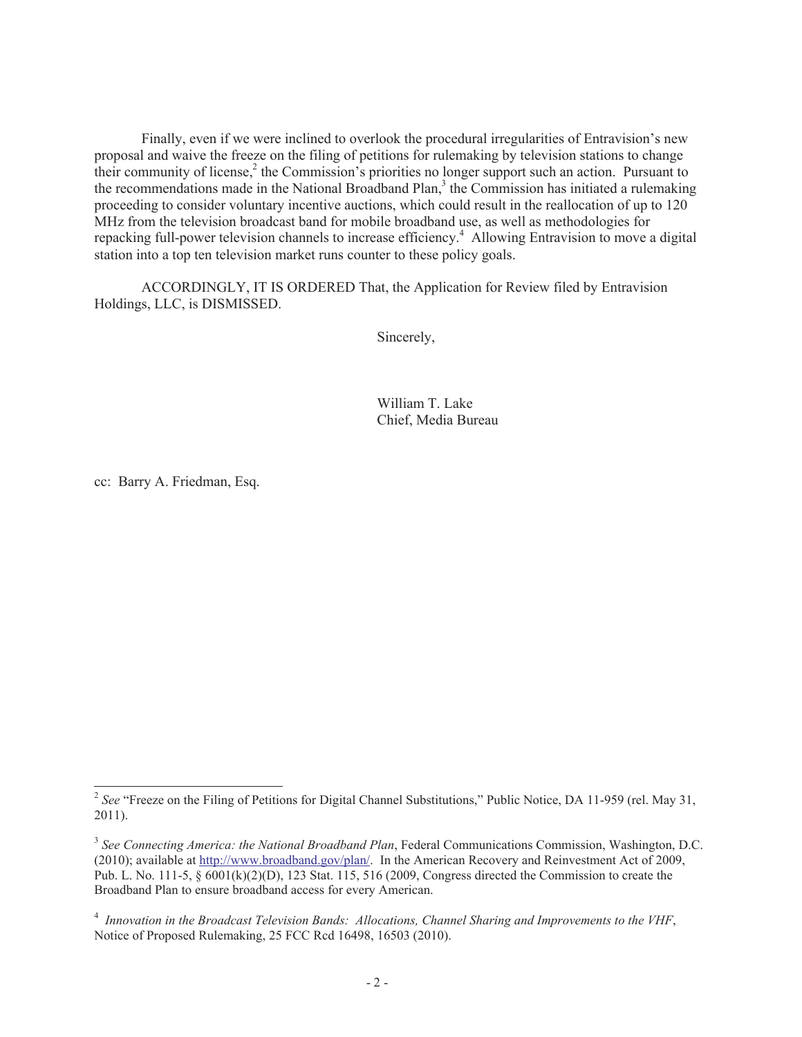Finally, even if we were inclined to overlook the procedural irregularities of Entravision's new proposal and waive the freeze on the filing of petitions for rulemaking by television stations to change their community of license,[2] the Commission's priorities no longer support such an action. Pursuant to the recommendations made in the National Broadband Plan,[3] the Commission has initiated a rulemaking proceeding to consider voluntary incentive auctions, which could result in the reallocation of up to 120 MHz from the television broadcast band for mobile broadband use, as well as methodologies for repacking full-power television channels to increase efficiency.[4] Allowing Entravision to move a digital station into a top ten television market runs counter to these policy goals.

ACCORDINGLY, IT IS ORDERED That, the Application for Review filed by Entravision Holdings, LLC, is DISMISSED.

Sincerely,

William T. Lake
Chief, Media Bureau

cc: Barry A. Friedman, Esq.

---

[2] *See* "Freeze on the Filing of Petitions for Digital Channel Substitutions," Public Notice, DA 11-959 (rel. May 31, 2011).

[3] *See Connecting America: the National Broadband Plan*, Federal Communications Commission, Washington, D.C. (2010); available at http://www.broadband.gov/plan/. In the American Recovery and Reinvestment Act of 2009, Pub. L. No. 111-5, § 6001(k)(2)(D), 123 Stat. 115, 516 (2009, Congress directed the Commission to create the Broadband Plan to ensure broadband access for every American.

[4] *Innovation in the Broadcast Television Bands: Allocations, Channel Sharing and Improvements to the VHF*, Notice of Proposed Rulemaking, 25 FCC Rcd 16498, 16503 (2010).